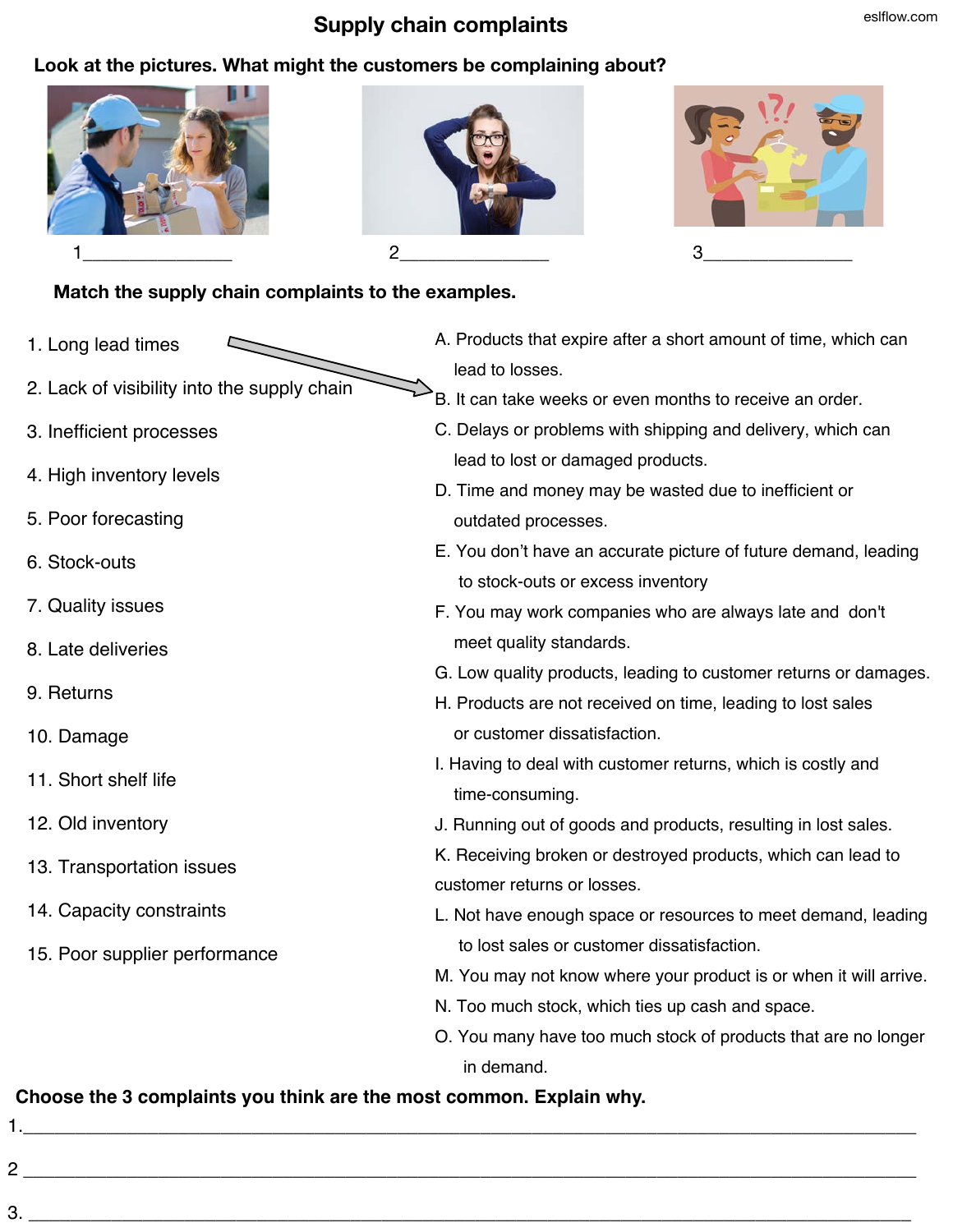# Supply chain complaints

eslflow.com

**Look at the pictures. What might the customers be complaining about?**

1_______________ 2_______________ 3_______________

**Match the supply chain complaints to the examples.**

1. Long lead times
2. Lack of visibility into the supply chain
3. Inefficient processes
4. High inventory levels
5. Poor forecasting
6. Stock-outs
7. Quality issues
8. Late deliveries
9. Returns
10. Damage
11. Short shelf life
12. Old inventory
13. Transportation issues
14. Capacity constraints
15. Poor supplier performance

A. Products that expire after a short amount of time, which can lead to losses.
B. It can take weeks or even months to receive an order.
C. Delays or problems with shipping and delivery, which can lead to lost or damaged products.
D. Time and money may be wasted due to inefficient or outdated processes.
E. You don't have an accurate picture of future demand, leading to stock-outs or excess inventory
F. You may work companies who are always late and don't meet quality standards.
G. Low quality products, leading to customer returns or damages.
H. Products are not received on time, leading to lost sales or customer dissatisfaction.
I. Having to deal with customer returns, which is costly and time-consuming.
J. Running out of goods and products, resulting in lost sales.
K. Receiving broken or destroyed products, which can lead to customer returns or losses.
L. Not have enough space or resources to meet demand, leading to lost sales or customer dissatisfaction.
M. You may not know where your product is or when it will arrive.
N. Too much stock, which ties up cash and space.
O. You many have too much stock of products that are no longer in demand.

**Choose the 3 complaints you think are the most common. Explain why.**

1.___________________________________________________________________________

2 ___________________________________________________________________________

3. ___________________________________________________________________________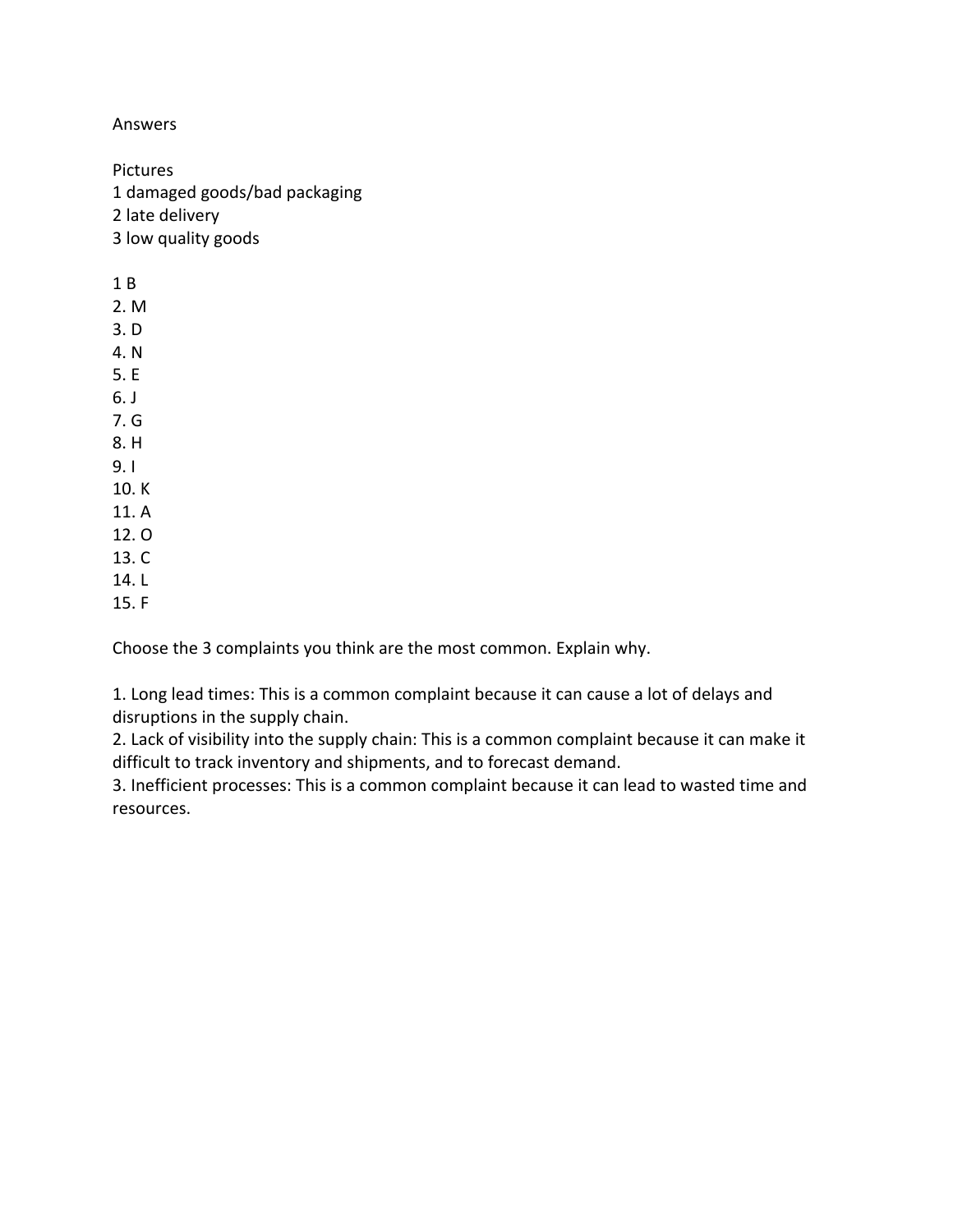Answers

Pictures

1 damaged goods/bad packaging
2 late delivery
3 low quality goods

1 B
2. M
3. D
4. N
5. E
6. J
7. G
8. H
9. I
10. K
11. A
12. O
13. C
14. L
15. F

Choose the 3 complaints you think are the most common. Explain why.

1. Long lead times: This is a common complaint because it can cause a lot of delays and disruptions in the supply chain.
2. Lack of visibility into the supply chain: This is a common complaint because it can make it difficult to track inventory and shipments, and to forecast demand.
3. Inefficient processes: This is a common complaint because it can lead to wasted time and resources.